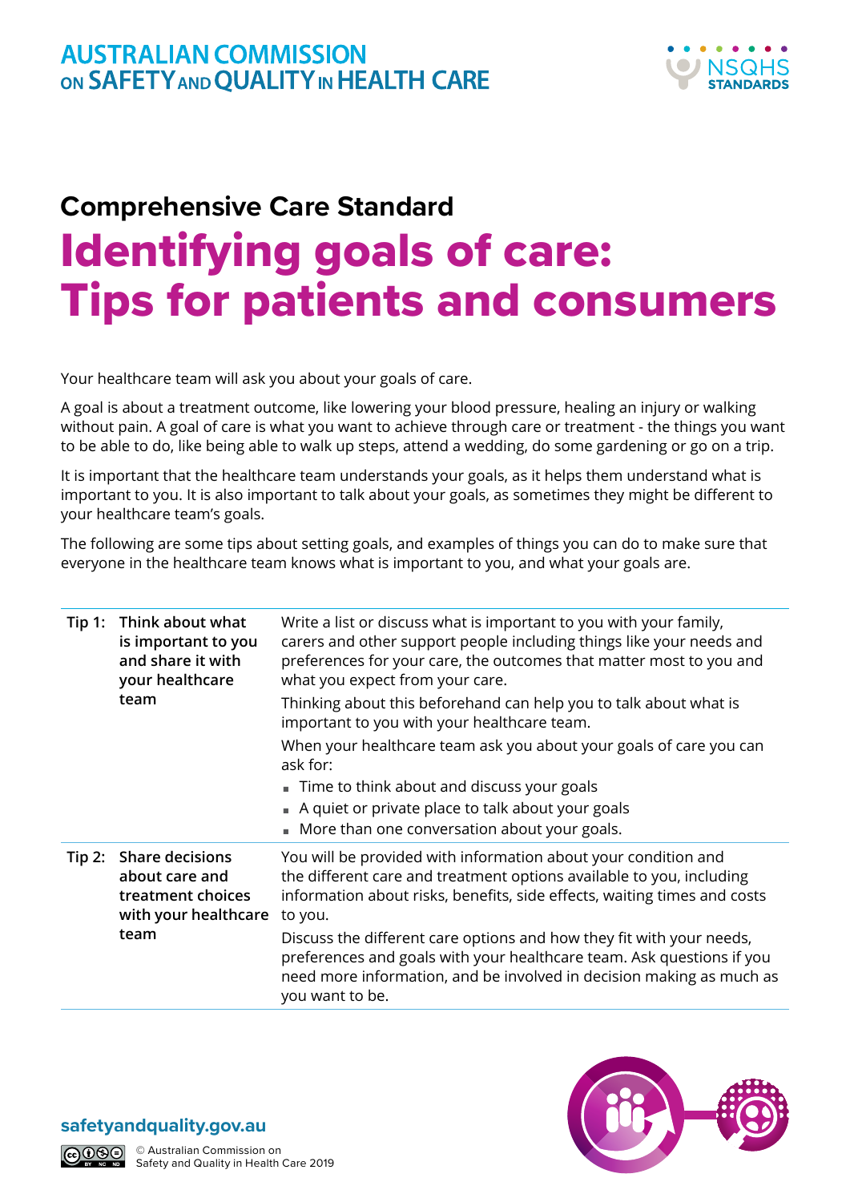AUSTRALIAN COMMISSION ON SAFETY AND QUALITY IN HEALTH CARE

NSQHS STANDARDS

## Comprehensive Care Standard

# Identifying goals of care: Tips for patients and consumers

Your healthcare team will ask you about your goals of care.

A goal is about a treatment outcome, like lowering your blood pressure, healing an injury or walking without pain. A goal of care is what you want to achieve through care or treatment - the things you want to be able to do, like being able to walk up steps, attend a wedding, do some gardening or go on a trip.

It is important that the healthcare team understands your goals, as it helps them understand what is important to you. It is also important to talk about your goals, as sometimes they might be different to your healthcare team's goals.

The following are some tips about setting goals, and examples of things you can do to make sure that everyone in the healthcare team knows what is important to you, and what your goals are.

| | | |
|---|---|---|
| **Tip 1:** | **Think about what is important to you and share it with your healthcare team** | Write a list or discuss what is important to you with your family, carers and other support people including things like your needs and preferences for your care, the outcomes that matter most to you and what you expect from your care.<br><br>Thinking about this beforehand can help you to talk about what is important to you with your healthcare team.<br><br>When your healthcare team ask you about your goals of care you can ask for:<br>- Time to think about and discuss your goals<br>- A quiet or private place to talk about your goals<br>- More than one conversation about your goals. |
| **Tip 2:** | **Share decisions about care and treatment choices with your healthcare team** | You will be provided with information about your condition and the different care and treatment options available to you, including information about risks, benefits, side effects, waiting times and costs to you.<br><br>Discuss the different care options and how they fit with your needs, preferences and goals with your healthcare team. Ask questions if you need more information, and be involved in decision making as much as you want to be. |

safetyandquality.gov.au

© Australian Commission on Safety and Quality in Health Care 2019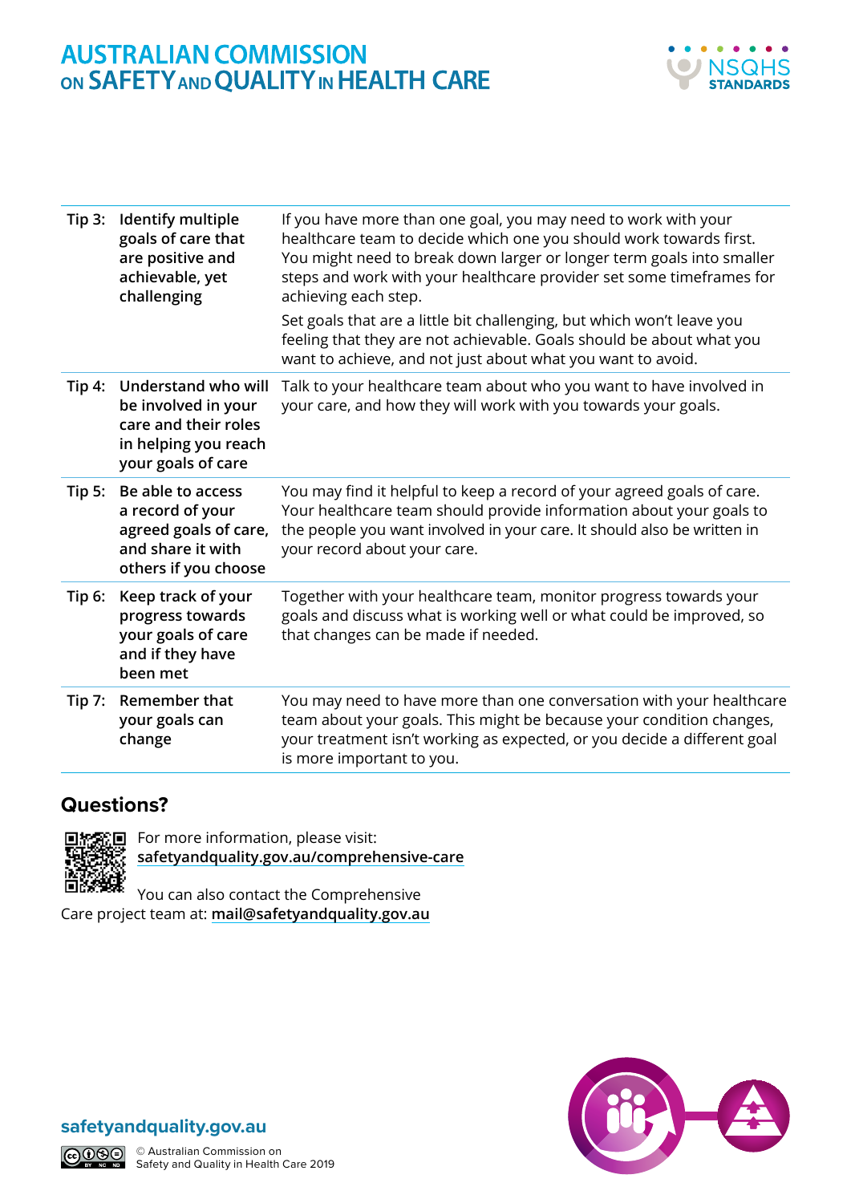| | | |
|---|---|---|
| **Tip 3:** | **Identify multiple goals of care that are positive and achievable, yet challenging** | If you have more than one goal, you may need to work with your healthcare team to decide which one you should work towards first. You might need to break down larger or longer term goals into smaller steps and work with your healthcare provider set some timeframes for achieving each step.<br><br>Set goals that are a little bit challenging, but which won't leave you feeling that they are not achievable. Goals should be about what you want to achieve, and not just about what you want to avoid. |
| **Tip 4:** | **Understand who will be involved in your care and their roles in helping you reach your goals of care** | Talk to your healthcare team about who you want to have involved in your care, and how they will work with you towards your goals. |
| **Tip 5:** | **Be able to access a record of your agreed goals of care, and share it with others if you choose** | You may find it helpful to keep a record of your agreed goals of care. Your healthcare team should provide information about your goals to the people you want involved in your care. It should also be written in your record about your care. |
| **Tip 6:** | **Keep track of your progress towards your goals of care and if they have been met** | Together with your healthcare team, monitor progress towards your goals and discuss what is working well or what could be improved, so that changes can be made if needed. |
| **Tip 7:** | **Remember that your goals can change** | You may need to have more than one conversation with your healthcare team about your goals. This might be because your condition changes, your treatment isn't working as expected, or you decide a different goal is more important to you. |

## Questions?

For more information, please visit:
safetyandquality.gov.au/comprehensive-care

You can also contact the Comprehensive Care project team at: **mail@safetyandquality.gov.au**

**safetyandquality.gov.au**

© Australian Commission on Safety and Quality in Health Care 2019